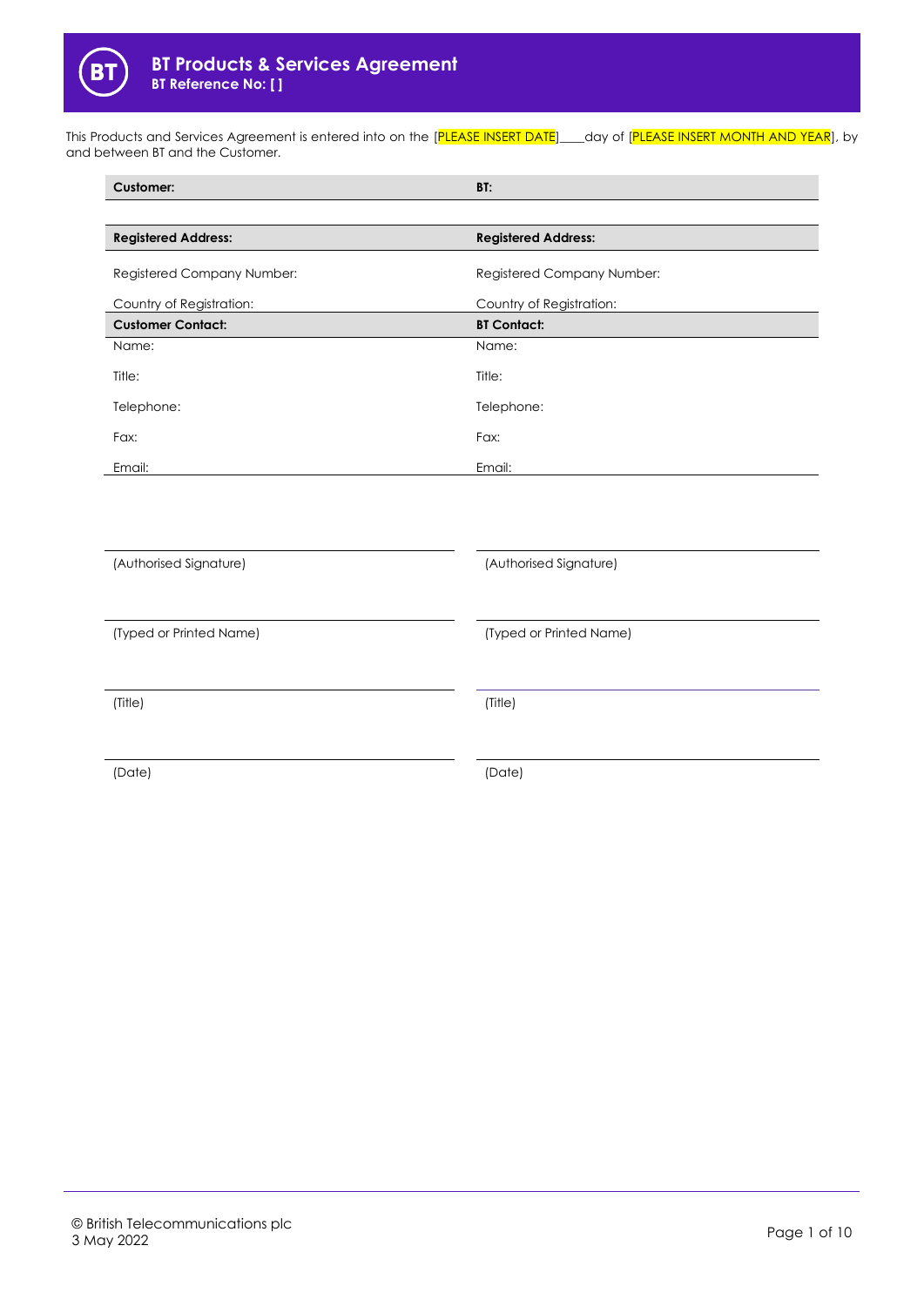# BT Products & Services Agreement

**BT Reference No: [ ]**

This Products and Services Agreement is entered into on the [PLEASE INSERT DATE]____day of [PLEASE INSERT MONTH AND YEAR], by and between BT and the Customer.

| **Customer:** | **BT:** |
|---|---|
| | |
| **Registered Address:** | **Registered Address:** |
| Registered Company Number: | Registered Company Number: |
| Country of Registration: | Country of Registration: |
| **Customer Contact:** | **BT Contact:** |
| Name: | Name: |
| Title: | Title: |
| Telephone: | Telephone: |
| Fax: | Fax: |
| Email: | Email: |

| | |
|---|---|
| (Authorised Signature) | (Authorised Signature) |
| (Typed or Printed Name) | (Typed or Printed Name) |
| (Title) | (Title) |
| (Date) | (Date) |

© British Telecommunications plc
3 May 2022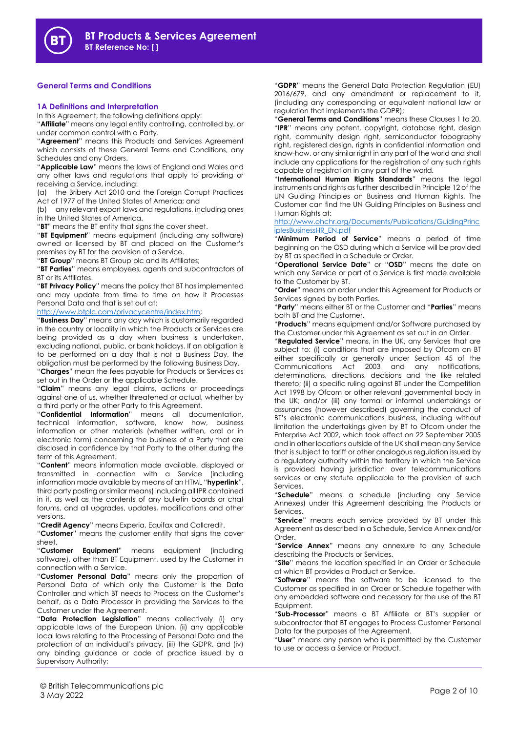## General Terms and Conditions

### 1A Definitions and Interpretation

In this Agreement, the following definitions apply:

"**Affiliate**" means any legal entity controlling, controlled by, or under common control with a Party.

"**Agreement**" means this Products and Services Agreement which consists of these General Terms and Conditions, any Schedules and any Orders.

"**Applicable Law**" means the laws of England and Wales and any other laws and regulations that apply to providing or receiving a Service, including:

(a) the Bribery Act 2010 and the Foreign Corrupt Practices Act of 1977 of the United States of America; and

(b) any relevant export laws and regulations, including ones in the United States of America.

"**BT**" means the BT entity that signs the cover sheet.

"**BT Equipment**" means equipment (including any software) owned or licensed by BT and placed on the Customer's premises by BT for the provision of a Service.

"**BT Group**" means BT Group plc and its Affiliates;

"**BT Parties**" means employees, agents and subcontractors of BT or its Affiliates.

"**BT Privacy Policy**" means the policy that BT has implemented and may update from time to time on how it Processes Personal Data and that is set out at:
http://www.btplc.com/privacycentre/index.htm;

"**Business Day**" means any day which is customarily regarded in the country or locality in which the Products or Services are being provided as a day when business is undertaken, excluding national, public, or bank holidays. If an obligation is to be performed on a day that is not a Business Day, the obligation must be performed by the following Business Day.

"**Charges**" mean the fees payable for Products or Services as set out in the Order or the applicable Schedule.

"**Claim**" means any legal claims, actions or proceedings against one of us, whether threatened or actual, whether by a third party or the other Party to this Agreement.

"**Confidential Information**" means all documentation, technical information, software, know how, business information or other materials (whether written, oral or in electronic form) concerning the business of a Party that are disclosed in confidence by that Party to the other during the term of this Agreement.

"**Content**" means information made available, displayed or transmitted in connection with a Service (including information made available by means of an HTML "**hyperlink**", third party posting or similar means) including all IPR contained in it, as well as the contents of any bulletin boards or chat forums, and all upgrades, updates, modifications and other versions.

"**Credit Agency**" means Experia, Equifax and Callcredit.

"**Customer**" means the customer entity that signs the cover sheet.

"**Customer Equipment**" means equipment (including software), other than BT Equipment, used by the Customer in connection with a Service.

"**Customer Personal Data**" means only the proportion of Personal Data of which only the Customer is the Data Controller and which BT needs to Process on the Customer's behalf, as a Data Processor in providing the Services to the Customer under the Agreement.

"**Data Protection Legislation**" means collectively (i) any applicable laws of the European Union, (ii) any applicable local laws relating to the Processing of Personal Data and the protection of an individual's privacy, (iii) the GDPR, and (iv) any binding guidance or code of practice issued by a Supervisory Authority;

"**GDPR**" means the General Data Protection Regulation (EU) 2016/679, and any amendment or replacement to it, (including any corresponding or equivalent national law or regulation that implements the GDPR);

"**General Terms and Conditions**" means these Clauses 1 to 20.

"**IPR**" means any patent, copyright, database right, design right, community design right, semiconductor topography right, registered design, rights in confidential information and know-how, or any similar right in any part of the world and shall include any applications for the registration of any such rights capable of registration in any part of the world.

"**International Human Rights Standards**" means the legal instruments and rights as further described in Principle 12 of the UN Guiding Principles on Business and Human Rights. The Customer can find the UN Guiding Principles on Business and Human Rights at:
http://www.ohchr.org/Documents/Publications/GuidingPrinciplesBusinessHR_EN.pdf

"**Minimum Period of Service**" means a period of time beginning on the OSD during which a Service will be provided by BT as specified in a Schedule or Order.

"**Operational Service Date**" or "**OSD**" means the date on which any Service or part of a Service is first made available to the Customer by BT.

"**Order**" means an order under this Agreement for Products or Services signed by both Parties.

"**Party**" means either BT or the Customer and "**Parties**" means both BT and the Customer.

"**Products**" means equipment and/or Software purchased by the Customer under this Agreement as set out in an Order.

"**Regulated Service**" means, in the UK, any Services that are subject to: (i) conditions that are imposed by Ofcom on BT either specifically or generally under Section 45 of the Communications Act 2003 and any notifications, determinations, directions, decisions and the like related thereto; (ii) a specific ruling against BT under the Competition Act 1998 by Ofcom or other relevant governmental body in the UK; and/or (iii) any formal or informal undertakings or assurances (however described) governing the conduct of BT's electronic communications business, including without limitation the undertakings given by BT to Ofcom under the Enterprise Act 2002, which took effect on 22 September 2005 and in other locations outside of the UK shall mean any Service that is subject to tariff or other analogous regulation issued by a regulatory authority within the territory in which the Service is provided having jurisdiction over telecommunications services or any statute applicable to the provision of such Services.

"**Schedule**" means a schedule (including any Service Annexes) under this Agreement describing the Products or Services.

"**Service**" means each service provided by BT under this Agreement as described in a Schedule, Service Annex and/or Order.

"**Service Annex**" means any annexure to any Schedule describing the Products or Services.

"**Site**" means the location specified in an Order or Schedule at which BT provides a Product or Service.

"**Software**" means the software to be licensed to the Customer as specified in an Order or Schedule together with any embedded software and necessary for the use of the BT Equipment.

"**Sub-Processor**" means a BT Affiliate or BT's supplier or subcontractor that BT engages to Process Customer Personal Data for the purposes of the Agreement.

"**User**" means any person who is permitted by the Customer to use or access a Service or Product.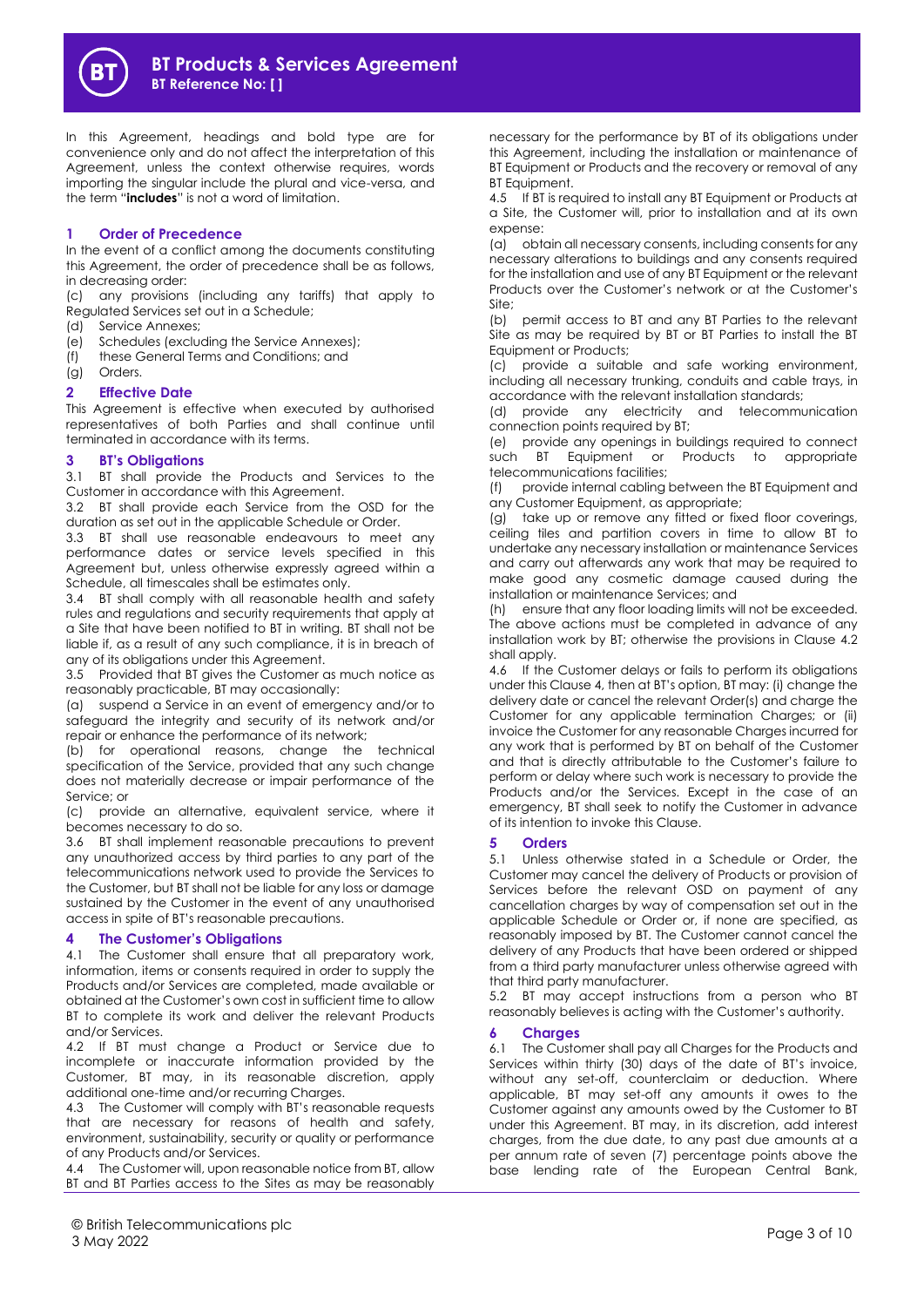In this Agreement, headings and bold type are for convenience only and do not affect the interpretation of this Agreement, unless the context otherwise requires, words importing the singular include the plural and vice-versa, and the term "**includes**" is not a word of limitation.

## 1 Order of Precedence

In the event of a conflict among the documents constituting this Agreement, the order of precedence shall be as follows, in decreasing order:

(c) any provisions (including any tariffs) that apply to Regulated Services set out in a Schedule;
(d) Service Annexes;
(e) Schedules (excluding the Service Annexes);
(f) these General Terms and Conditions; and
(g) Orders.

## 2 Effective Date

This Agreement is effective when executed by authorised representatives of both Parties and shall continue until terminated in accordance with its terms.

## 3 BT's Obligations

3.1 BT shall provide the Products and Services to the Customer in accordance with this Agreement.

3.2 BT shall provide each Service from the OSD for the duration as set out in the applicable Schedule or Order.

3.3 BT shall use reasonable endeavours to meet any performance dates or service levels specified in this Agreement but, unless otherwise expressly agreed within a Schedule, all timescales shall be estimates only.

3.4 BT shall comply with all reasonable health and safety rules and regulations and security requirements that apply at a Site that have been notified to BT in writing. BT shall not be liable if, as a result of any such compliance, it is in breach of any of its obligations under this Agreement.

3.5 Provided that BT gives the Customer as much notice as reasonably practicable, BT may occasionally:

(a) suspend a Service in an event of emergency and/or to safeguard the integrity and security of its network and/or repair or enhance the performance of its network;

(b) for operational reasons, change the technical specification of the Service, provided that any such change does not materially decrease or impair performance of the Service; or

(c) provide an alternative, equivalent service, where it becomes necessary to do so.

3.6 BT shall implement reasonable precautions to prevent any unauthorized access by third parties to any part of the telecommunications network used to provide the Services to the Customer, but BT shall not be liable for any loss or damage sustained by the Customer in the event of any unauthorised access in spite of BT's reasonable precautions.

## 4 The Customer's Obligations

4.1 The Customer shall ensure that all preparatory work, information, items or consents required in order to supply the Products and/or Services are completed, made available or obtained at the Customer's own cost in sufficient time to allow BT to complete its work and deliver the relevant Products and/or Services.

4.2 If BT must change a Product or Service due to incomplete or inaccurate information provided by the Customer, BT may, in its reasonable discretion, apply additional one-time and/or recurring Charges.

4.3 The Customer will comply with BT's reasonable requests that are necessary for reasons of health and safety, environment, sustainability, security or quality or performance of any Products and/or Services.

4.4 The Customer will, upon reasonable notice from BT, allow BT and BT Parties access to the Sites as may be reasonably necessary for the performance by BT of its obligations under this Agreement, including the installation or maintenance of BT Equipment or Products and the recovery or removal of any BT Equipment.

4.5 If BT is required to install any BT Equipment or Products at a Site, the Customer will, prior to installation and at its own expense:

(a) obtain all necessary consents, including consents for any necessary alterations to buildings and any consents required for the installation and use of any BT Equipment or the relevant Products over the Customer's network or at the Customer's Site;

(b) permit access to BT and any BT Parties to the relevant Site as may be required by BT or BT Parties to install the BT Equipment or Products;

(c) provide a suitable and safe working environment, including all necessary trunking, conduits and cable trays, in accordance with the relevant installation standards;

(d) provide any electricity and telecommunication connection points required by BT;

(e) provide any openings in buildings required to connect such BT Equipment or Products to appropriate telecommunications facilities;

(f) provide internal cabling between the BT Equipment and any Customer Equipment, as appropriate;

(g) take up or remove any fitted or fixed floor coverings, ceiling tiles and partition covers in time to allow BT to undertake any necessary installation or maintenance Services and carry out afterwards any work that may be required to make good any cosmetic damage caused during the installation or maintenance Services; and

(h) ensure that any floor loading limits will not be exceeded.

The above actions must be completed in advance of any installation work by BT; otherwise the provisions in Clause 4.2 shall apply.

4.6 If the Customer delays or fails to perform its obligations under this Clause 4, then at BT's option, BT may: (i) change the delivery date or cancel the relevant Order(s) and charge the Customer for any applicable termination Charges; or (ii) invoice the Customer for any reasonable Charges incurred for any work that is performed by BT on behalf of the Customer and that is directly attributable to the Customer's failure to perform or delay where such work is necessary to provide the Products and/or the Services. Except in the case of an emergency, BT shall seek to notify the Customer in advance of its intention to invoke this Clause.

## 5 Orders

5.1 Unless otherwise stated in a Schedule or Order, the Customer may cancel the delivery of Products or provision of Services before the relevant OSD on payment of any cancellation charges by way of compensation set out in the applicable Schedule or Order or, if none are specified, as reasonably imposed by BT. The Customer cannot cancel the delivery of any Products that have been ordered or shipped from a third party manufacturer unless otherwise agreed with that third party manufacturer.

5.2 BT may accept instructions from a person who BT reasonably believes is acting with the Customer's authority.

## 6 Charges

6.1 The Customer shall pay all Charges for the Products and Services within thirty (30) days of the date of BT's invoice, without any set-off, counterclaim or deduction. Where applicable, BT may set-off any amounts it owes to the Customer against any amounts owed by the Customer to BT under this Agreement. BT may, in its discretion, add interest charges, from the due date, to any past due amounts at a per annum rate of seven (7) percentage points above the base lending rate of the European Central Bank,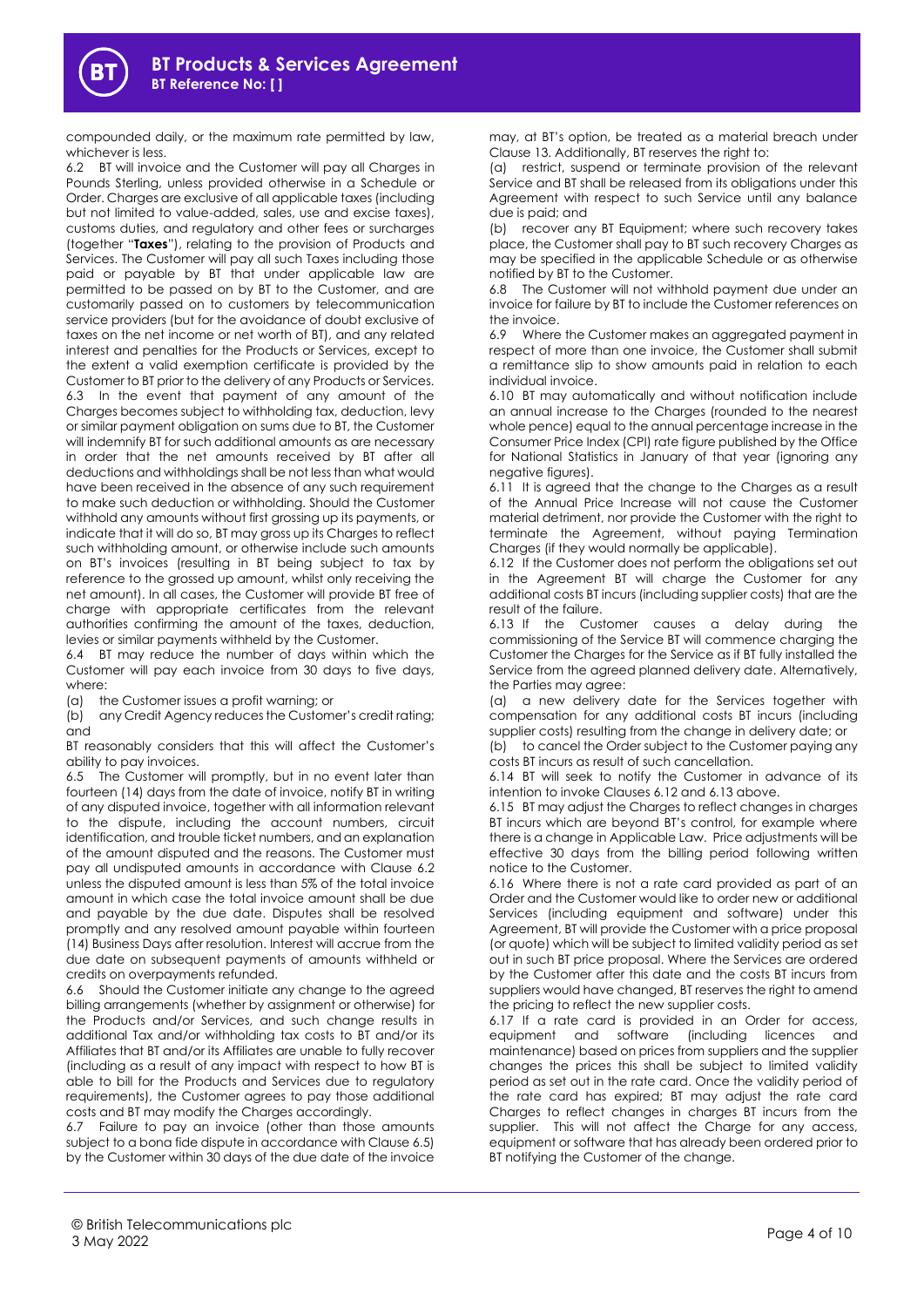compounded daily, or the maximum rate permitted by law, whichever is less.

6.2 BT will invoice and the Customer will pay all Charges in Pounds Sterling, unless provided otherwise in a Schedule or Order. Charges are exclusive of all applicable taxes (including but not limited to value-added, sales, use and excise taxes), customs duties, and regulatory and other fees or surcharges (together "**Taxes**"), relating to the provision of Products and Services. The Customer will pay all such Taxes including those paid or payable by BT that under applicable law are permitted to be passed on by BT to the Customer, and are customarily passed on to customers by telecommunication service providers (but for the avoidance of doubt exclusive of taxes on the net income or net worth of BT), and any related interest and penalties for the Products or Services, except to the extent a valid exemption certificate is provided by the Customer to BT prior to the delivery of any Products or Services.

6.3 In the event that payment of any amount of the Charges becomes subject to withholding tax, deduction, levy or similar payment obligation on sums due to BT, the Customer will indemnify BT for such additional amounts as are necessary in order that the net amounts received by BT after all deductions and withholdings shall be not less than what would have been received in the absence of any such requirement to make such deduction or withholding. Should the Customer withhold any amounts without first grossing up its payments, or indicate that it will do so, BT may gross up its Charges to reflect such withholding amount, or otherwise include such amounts on BT's invoices (resulting in BT being subject to tax by reference to the grossed up amount, whilst only receiving the net amount). In all cases, the Customer will provide BT free of charge with appropriate certificates from the relevant authorities confirming the amount of the taxes, deduction, levies or similar payments withheld by the Customer.

6.4 BT may reduce the number of days within which the Customer will pay each invoice from 30 days to five days, where:

(a) the Customer issues a profit warning; or

(b) any Credit Agency reduces the Customer's credit rating; and

BT reasonably considers that this will affect the Customer's ability to pay invoices.

6.5 The Customer will promptly, but in no event later than fourteen (14) days from the date of invoice, notify BT in writing of any disputed invoice, together with all information relevant to the dispute, including the account numbers, circuit identification, and trouble ticket numbers, and an explanation of the amount disputed and the reasons. The Customer must pay all undisputed amounts in accordance with Clause 6.2 unless the disputed amount is less than 5% of the total invoice amount in which case the total invoice amount shall be due and payable by the due date. Disputes shall be resolved promptly and any resolved amount payable within fourteen (14) Business Days after resolution. Interest will accrue from the due date on subsequent payments of amounts withheld or credits on overpayments refunded.

6.6 Should the Customer initiate any change to the agreed billing arrangements (whether by assignment or otherwise) for the Products and/or Services, and such change results in additional Tax and/or withholding tax costs to BT and/or its Affiliates that BT and/or its Affiliates are unable to fully recover (including as a result of any impact with respect to how BT is able to bill for the Products and Services due to regulatory requirements), the Customer agrees to pay those additional costs and BT may modify the Charges accordingly.

6.7 Failure to pay an invoice (other than those amounts subject to a bona fide dispute in accordance with Clause 6.5) by the Customer within 30 days of the due date of the invoice may, at BT's option, be treated as a material breach under Clause 13. Additionally, BT reserves the right to:

(a) restrict, suspend or terminate provision of the relevant Service and BT shall be released from its obligations under this Agreement with respect to such Service until any balance due is paid; and

(b) recover any BT Equipment; where such recovery takes place, the Customer shall pay to BT such recovery Charges as may be specified in the applicable Schedule or as otherwise notified by BT to the Customer.

6.8 The Customer will not withhold payment due under an invoice for failure by BT to include the Customer references on the invoice.

6.9 Where the Customer makes an aggregated payment in respect of more than one invoice, the Customer shall submit a remittance slip to show amounts paid in relation to each individual invoice.

6.10 BT may automatically and without notification include an annual increase to the Charges (rounded to the nearest whole pence) equal to the annual percentage increase in the Consumer Price Index (CPI) rate figure published by the Office for National Statistics in January of that year (ignoring any negative figures).

6.11 It is agreed that the change to the Charges as a result of the Annual Price Increase will not cause the Customer material detriment, nor provide the Customer with the right to terminate the Agreement, without paying Termination Charges (if they would normally be applicable).

6.12 If the Customer does not perform the obligations set out in the Agreement BT will charge the Customer for any additional costs BT incurs (including supplier costs) that are the result of the failure.

6.13 If the Customer causes a delay during the commissioning of the Service BT will commence charging the Customer the Charges for the Service as if BT fully installed the Service from the agreed planned delivery date. Alternatively, the Parties may agree:

(a) a new delivery date for the Services together with compensation for any additional costs BT incurs (including supplier costs) resulting from the change in delivery date; or

(b) to cancel the Order subject to the Customer paying any costs BT incurs as result of such cancellation.

6.14 BT will seek to notify the Customer in advance of its intention to invoke Clauses 6.12 and 6.13 above.

6.15 BT may adjust the Charges to reflect changes in charges BT incurs which are beyond BT's control, for example where there is a change in Applicable Law. Price adjustments will be effective 30 days from the billing period following written notice to the Customer.

6.16 Where there is not a rate card provided as part of an Order and the Customer would like to order new or additional Services (including equipment and software) under this Agreement, BT will provide the Customer with a price proposal (or quote) which will be subject to limited validity period as set out in such BT price proposal. Where the Services are ordered by the Customer after this date and the costs BT incurs from suppliers would have changed, BT reserves the right to amend the pricing to reflect the new supplier costs.

6.17 If a rate card is provided in an Order for access, equipment and software (including licences and maintenance) based on prices from suppliers and the supplier changes the prices this shall be subject to limited validity period as set out in the rate card. Once the validity period of the rate card has expired; BT may adjust the rate card Charges to reflect changes in charges BT incurs from the supplier. This will not affect the Charge for any access, equipment or software that has already been ordered prior to BT notifying the Customer of the change.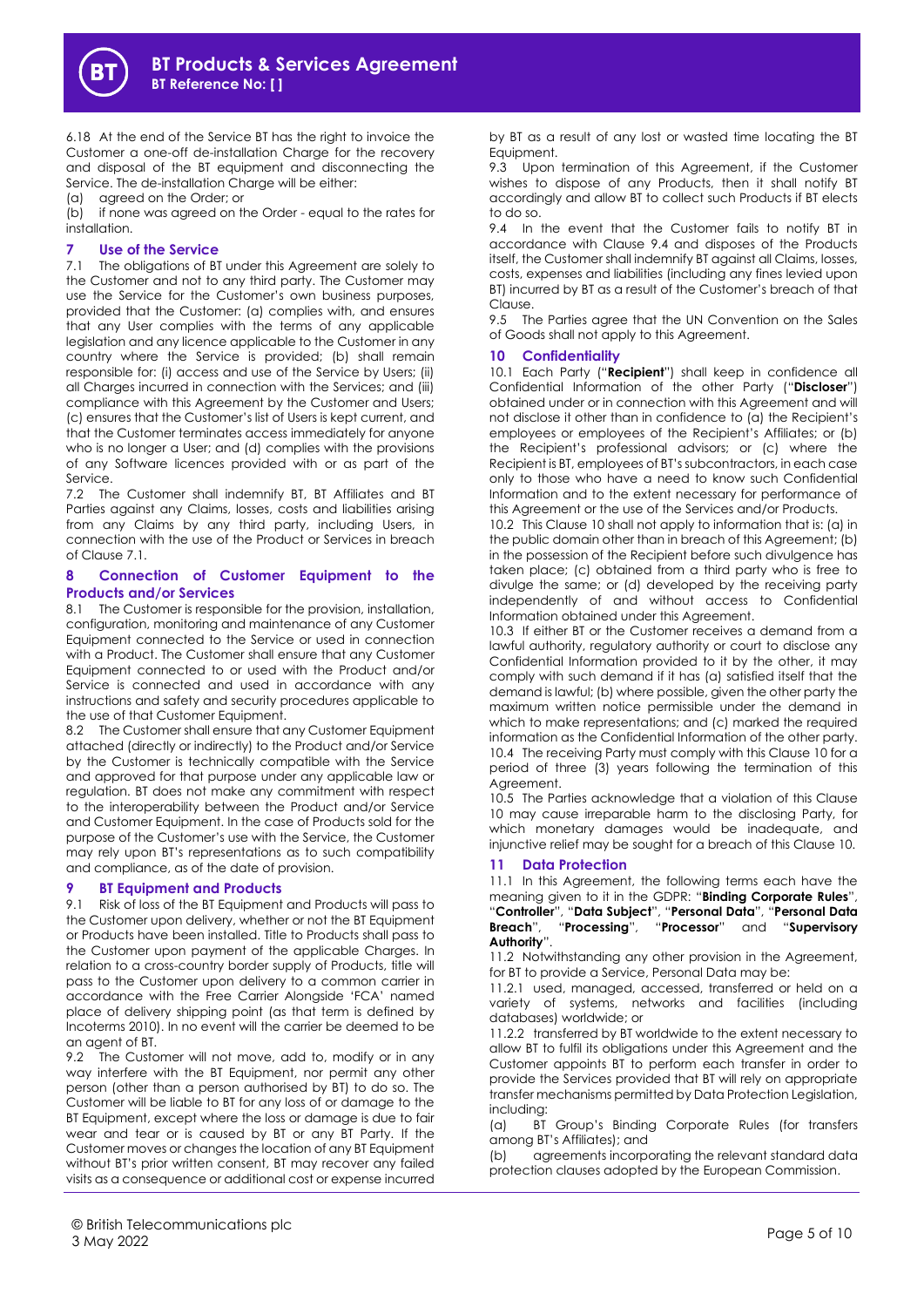6.18 At the end of the Service BT has the right to invoice the Customer a one-off de-installation Charge for the recovery and disposal of the BT equipment and disconnecting the Service. The de-installation Charge will be either:

(a) agreed on the Order; or

(b) if none was agreed on the Order - equal to the rates for installation.

## 7 Use of the Service

7.1 The obligations of BT under this Agreement are solely to the Customer and not to any third party. The Customer may use the Service for the Customer's own business purposes, provided that the Customer: (a) complies with, and ensures that any User complies with the terms of any applicable legislation and any licence applicable to the Customer in any country where the Service is provided; (b) shall remain responsible for: (i) access and use of the Service by Users; (ii) all Charges incurred in connection with the Services; and (iii) compliance with this Agreement by the Customer and Users; (c) ensures that the Customer's list of Users is kept current, and that the Customer terminates access immediately for anyone who is no longer a User; and (d) complies with the provisions of any Software licences provided with or as part of the Service.

7.2 The Customer shall indemnify BT, BT Affiliates and BT Parties against any Claims, losses, costs and liabilities arising from any Claims by any third party, including Users, in connection with the use of the Product or Services in breach of Clause 7.1.

## 8 Connection of Customer Equipment to the Products and/or Services

8.1 The Customer is responsible for the provision, installation, configuration, monitoring and maintenance of any Customer Equipment connected to the Service or used in connection with a Product. The Customer shall ensure that any Customer Equipment connected to or used with the Product and/or Service is connected and used in accordance with any instructions and safety and security procedures applicable to the use of that Customer Equipment.

8.2 The Customer shall ensure that any Customer Equipment attached (directly or indirectly) to the Product and/or Service by the Customer is technically compatible with the Service and approved for that purpose under any applicable law or regulation. BT does not make any commitment with respect to the interoperability between the Product and/or Service and Customer Equipment. In the case of Products sold for the purpose of the Customer's use with the Service, the Customer may rely upon BT's representations as to such compatibility and compliance, as of the date of provision.

## 9 BT Equipment and Products

9.1 Risk of loss of the BT Equipment and Products will pass to the Customer upon delivery, whether or not the BT Equipment or Products have been installed. Title to Products shall pass to the Customer upon payment of the applicable Charges. In relation to a cross-country border supply of Products, title will pass to the Customer upon delivery to a common carrier in accordance with the Free Carrier Alongside 'FCA' named place of delivery shipping point (as that term is defined by Incoterms 2010). In no event will the carrier be deemed to be an agent of BT.

9.2 The Customer will not move, add to, modify or in any way interfere with the BT Equipment, nor permit any other person (other than a person authorised by BT) to do so. The Customer will be liable to BT for any loss of or damage to the BT Equipment, except where the loss or damage is due to fair wear and tear or is caused by BT or any BT Party. If the Customer moves or changes the location of any BT Equipment without BT's prior written consent, BT may recover any failed visits as a consequence or additional cost or expense incurred by BT as a result of any lost or wasted time locating the BT Equipment.

9.3 Upon termination of this Agreement, if the Customer wishes to dispose of any Products, then it shall notify BT accordingly and allow BT to collect such Products if BT elects to do so.

9.4 In the event that the Customer fails to notify BT in accordance with Clause 9.4 and disposes of the Products itself, the Customer shall indemnify BT against all Claims, losses, costs, expenses and liabilities (including any fines levied upon BT) incurred by BT as a result of the Customer's breach of that Clause.

9.5 The Parties agree that the UN Convention on the Sales of Goods shall not apply to this Agreement.

## 10 Confidentiality

10.1 Each Party ("**Recipient**") shall keep in confidence all Confidential Information of the other Party ("**Discloser**") obtained under or in connection with this Agreement and will not disclose it other than in confidence to (a) the Recipient's employees or employees of the Recipient's Affiliates; or (b) the Recipient's professional advisors; or (c) where the Recipient is BT, employees of BT's subcontractors, in each case only to those who have a need to know such Confidential Information and to the extent necessary for performance of this Agreement or the use of the Services and/or Products.

10.2 This Clause 10 shall not apply to information that is: (a) in the public domain other than in breach of this Agreement; (b) in the possession of the Recipient before such divulgence has taken place; (c) obtained from a third party who is free to divulge the same; or (d) developed by the receiving party independently of and without access to Confidential Information obtained under this Agreement.

10.3 If either BT or the Customer receives a demand from a lawful authority, regulatory authority or court to disclose any Confidential Information provided to it by the other, it may comply with such demand if it has (a) satisfied itself that the demand is lawful; (b) where possible, given the other party the maximum written notice permissible under the demand in which to make representations; and (c) marked the required information as the Confidential Information of the other party.

10.4 The receiving Party must comply with this Clause 10 for a period of three (3) years following the termination of this Agreement.

10.5 The Parties acknowledge that a violation of this Clause 10 may cause irreparable harm to the disclosing Party, for which monetary damages would be inadequate, and injunctive relief may be sought for a breach of this Clause 10.

## 11 Data Protection

11.1 In this Agreement, the following terms each have the meaning given to it in the GDPR: "**Binding Corporate Rules**", "**Controller**", "**Data Subject**", "**Personal Data**", "**Personal Data Breach**", "**Processing**", "**Processor**" and "**Supervisory Authority**".

11.2 Notwithstanding any other provision in the Agreement, for BT to provide a Service, Personal Data may be:

11.2.1 used, managed, accessed, transferred or held on a variety of systems, networks and facilities (including databases) worldwide; or

11.2.2 transferred by BT worldwide to the extent necessary to allow BT to fulfil its obligations under this Agreement and the Customer appoints BT to perform each transfer in order to provide the Services provided that BT will rely on appropriate transfer mechanisms permitted by Data Protection Legislation, including:

(a) BT Group's Binding Corporate Rules (for transfers among BT's Affiliates); and

(b) agreements incorporating the relevant standard data protection clauses adopted by the European Commission.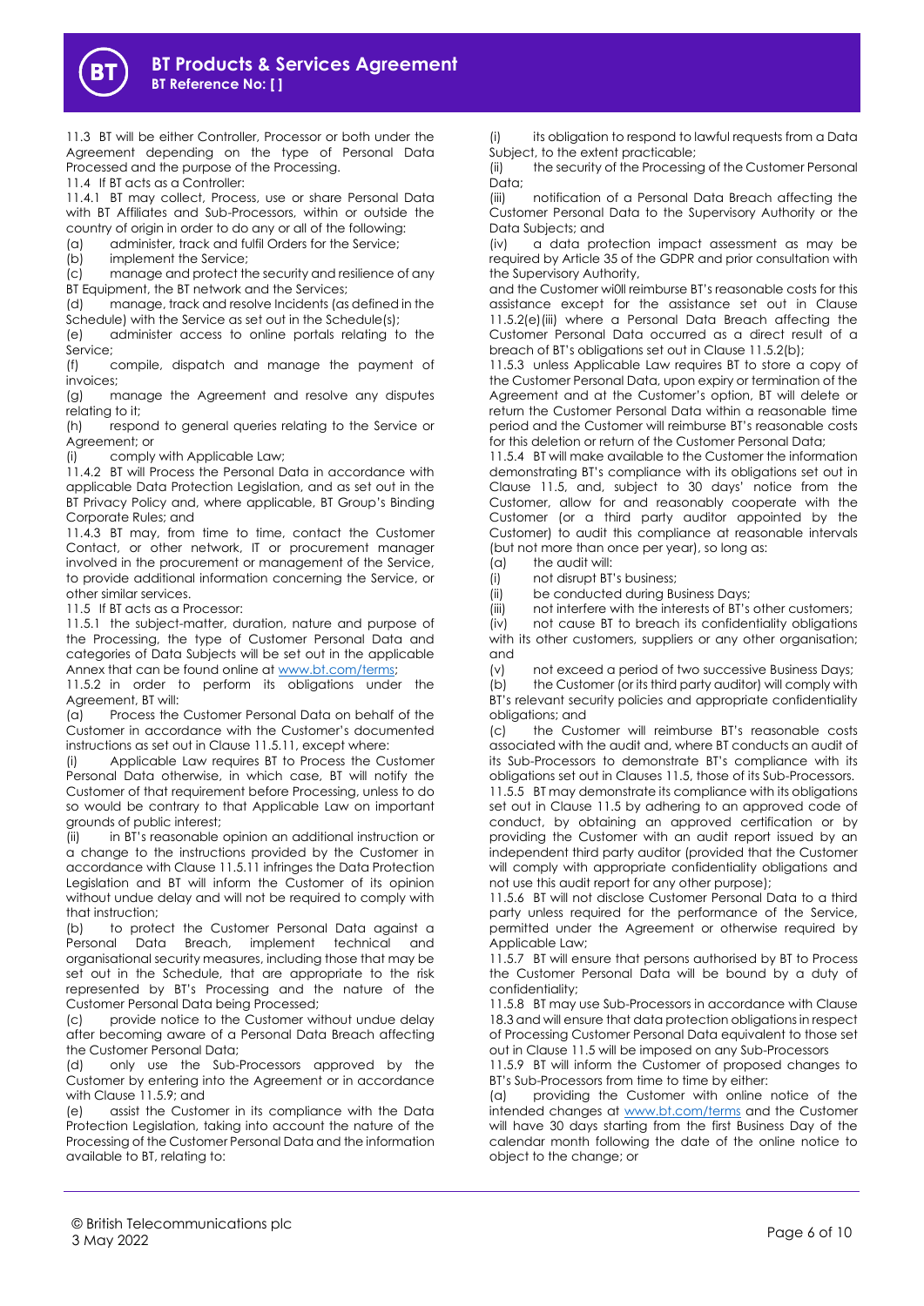11.3 BT will be either Controller, Processor or both under the Agreement depending on the type of Personal Data Processed and the purpose of the Processing.

11.4 If BT acts as a Controller:

11.4.1 BT may collect, Process, use or share Personal Data with BT Affiliates and Sub-Processors, within or outside the country of origin in order to do any or all of the following:

(a) administer, track and fulfil Orders for the Service;

(b) implement the Service;

(c) manage and protect the security and resilience of any BT Equipment, the BT network and the Services;

(d) manage, track and resolve Incidents (as defined in the Schedule) with the Service as set out in the Schedule(s);

(e) administer access to online portals relating to the Service;

(f) compile, dispatch and manage the payment of invoices;

(g) manage the Agreement and resolve any disputes relating to it;

(h) respond to general queries relating to the Service or Agreement; or

(i) comply with Applicable Law;

11.4.2 BT will Process the Personal Data in accordance with applicable Data Protection Legislation, and as set out in the BT Privacy Policy and, where applicable, BT Group's Binding Corporate Rules; and

11.4.3 BT may, from time to time, contact the Customer Contact, or other network, IT or procurement manager involved in the procurement or management of the Service, to provide additional information concerning the Service, or other similar services.

11.5 If BT acts as a Processor:

11.5.1 the subject-matter, duration, nature and purpose of the Processing, the type of Customer Personal Data and categories of Data Subjects will be set out in the applicable Annex that can be found online at www.bt.com/terms;

11.5.2 in order to perform its obligations under the Agreement, BT will:

(a) Process the Customer Personal Data on behalf of the Customer in accordance with the Customer's documented instructions as set out in Clause 11.5.11, except where:

(i) Applicable Law requires BT to Process the Customer Personal Data otherwise, in which case, BT will notify the Customer of that requirement before Processing, unless to do so would be contrary to that Applicable Law on important grounds of public interest;

(ii) in BT's reasonable opinion an additional instruction or a change to the instructions provided by the Customer in accordance with Clause 11.5.11 infringes the Data Protection Legislation and BT will inform the Customer of its opinion without undue delay and will not be required to comply with that instruction;

(b) to protect the Customer Personal Data against a Personal Data Breach, implement technical and organisational security measures, including those that may be set out in the Schedule, that are appropriate to the risk represented by BT's Processing and the nature of the Customer Personal Data being Processed;

(c) provide notice to the Customer without undue delay after becoming aware of a Personal Data Breach affecting the Customer Personal Data;

(d) only use the Sub-Processors approved by the Customer by entering into the Agreement or in accordance with Clause 11.5.9; and

(e) assist the Customer in its compliance with the Data Protection Legislation, taking into account the nature of the Processing of the Customer Personal Data and the information available to BT, relating to:

(i) its obligation to respond to lawful requests from a Data Subject, to the extent practicable;

(ii) the security of the Processing of the Customer Personal Data;

(iii) notification of a Personal Data Breach affecting the Customer Personal Data to the Supervisory Authority or the Data Subjects; and

(iv) a data protection impact assessment as may be required by Article 35 of the GDPR and prior consultation with the Supervisory Authority,

and the Customer wi0ll reimburse BT's reasonable costs for this assistance except for the assistance set out in Clause 11.5.2(e)(iii) where a Personal Data Breach affecting the Customer Personal Data occurred as a direct result of a breach of BT's obligations set out in Clause 11.5.2(b);

11.5.3 unless Applicable Law requires BT to store a copy of the Customer Personal Data, upon expiry or termination of the Agreement and at the Customer's option, BT will delete or return the Customer Personal Data within a reasonable time period and the Customer will reimburse BT's reasonable costs for this deletion or return of the Customer Personal Data;

11.5.4 BT will make available to the Customer the information demonstrating BT's compliance with its obligations set out in Clause 11.5, and, subject to 30 days' notice from the Customer, allow for and reasonably cooperate with the Customer (or a third party auditor appointed by the Customer) to audit this compliance at reasonable intervals (but not more than once per year), so long as:

(a) the audit will:

(i) not disrupt BT's business;

(ii) be conducted during Business Days;

(iii) not interfere with the interests of BT's other customers;

(iv) not cause BT to breach its confidentiality obligations with its other customers, suppliers or any other organisation; and

(v) not exceed a period of two successive Business Days;

(b) the Customer (or its third party auditor) will comply with BT's relevant security policies and appropriate confidentiality obligations; and

(c) the Customer will reimburse BT's reasonable costs associated with the audit and, where BT conducts an audit of its Sub-Processors to demonstrate BT's compliance with its obligations set out in Clauses 11.5, those of its Sub-Processors.

11.5.5 BT may demonstrate its compliance with its obligations set out in Clause 11.5 by adhering to an approved code of conduct, by obtaining an approved certification or by providing the Customer with an audit report issued by an independent third party auditor (provided that the Customer will comply with appropriate confidentiality obligations and not use this audit report for any other purpose);

11.5.6 BT will not disclose Customer Personal Data to a third party unless required for the performance of the Service, permitted under the Agreement or otherwise required by Applicable Law;

11.5.7 BT will ensure that persons authorised by BT to Process the Customer Personal Data will be bound by a duty of confidentiality;

11.5.8 BT may use Sub-Processors in accordance with Clause 18.3 and will ensure that data protection obligations in respect of Processing Customer Personal Data equivalent to those set out in Clause 11.5 will be imposed on any Sub-Processors

11.5.9 BT will inform the Customer of proposed changes to BT's Sub-Processors from time to time by either:

(a) providing the Customer with online notice of the intended changes at www.bt.com/terms and the Customer will have 30 days starting from the first Business Day of the calendar month following the date of the online notice to object to the change; or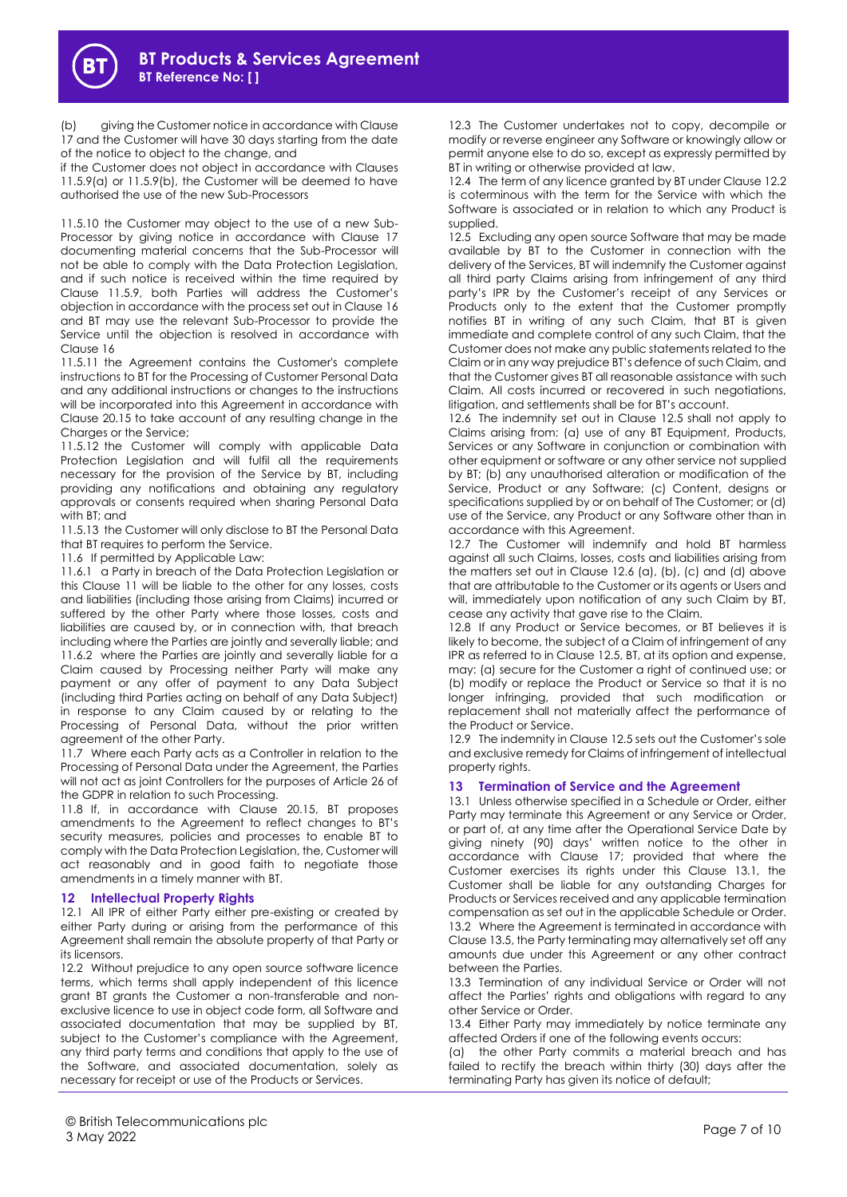(b) giving the Customer notice in accordance with Clause 17 and the Customer will have 30 days starting from the date of the notice to object to the change, and

if the Customer does not object in accordance with Clauses 11.5.9(a) or 11.5.9(b), the Customer will be deemed to have authorised the use of the new Sub-Processors

11.5.10 the Customer may object to the use of a new Sub-Processor by giving notice in accordance with Clause 17 documenting material concerns that the Sub-Processor will not be able to comply with the Data Protection Legislation, and if such notice is received within the time required by Clause 11.5.9, both Parties will address the Customer's objection in accordance with the process set out in Clause 16 and BT may use the relevant Sub-Processor to provide the Service until the objection is resolved in accordance with Clause 16

11.5.11 the Agreement contains the Customer's complete instructions to BT for the Processing of Customer Personal Data and any additional instructions or changes to the instructions will be incorporated into this Agreement in accordance with Clause 20.15 to take account of any resulting change in the Charges or the Service;

11.5.12 the Customer will comply with applicable Data Protection Legislation and will fulfil all the requirements necessary for the provision of the Service by BT, including providing any notifications and obtaining any regulatory approvals or consents required when sharing Personal Data with BT; and

11.5.13 the Customer will only disclose to BT the Personal Data that BT requires to perform the Service.

11.6 If permitted by Applicable Law:

11.6.1 a Party in breach of the Data Protection Legislation or this Clause 11 will be liable to the other for any losses, costs and liabilities (including those arising from Claims) incurred or suffered by the other Party where those losses, costs and liabilities are caused by, or in connection with, that breach including where the Parties are jointly and severally liable; and

11.6.2 where the Parties are jointly and severally liable for a Claim caused by Processing neither Party will make any payment or any offer of payment to any Data Subject (including third Parties acting on behalf of any Data Subject) in response to any Claim caused by or relating to the Processing of Personal Data, without the prior written agreement of the other Party.

11.7 Where each Party acts as a Controller in relation to the Processing of Personal Data under the Agreement, the Parties will not act as joint Controllers for the purposes of Article 26 of the GDPR in relation to such Processing.

11.8 If, in accordance with Clause 20.15, BT proposes amendments to the Agreement to reflect changes to BT's security measures, policies and processes to enable BT to comply with the Data Protection Legislation, the Customer will act reasonably and in good faith to negotiate those amendments in a timely manner with BT.

## 12 Intellectual Property Rights

12.1 All IPR of either Party either pre-existing or created by either Party during or arising from the performance of this Agreement shall remain the absolute property of that Party or its licensors.

12.2 Without prejudice to any open source software licence terms, which terms shall apply independent of this licence grant BT grants the Customer a non-transferable and non-exclusive licence to use in object code form, all Software and associated documentation that may be supplied by BT, subject to the Customer's compliance with the Agreement, any third party terms and conditions that apply to the use of the Software, and associated documentation, solely as necessary for receipt or use of the Products or Services.

12.3 The Customer undertakes not to copy, decompile or modify or reverse engineer any Software or knowingly allow or permit anyone else to do so, except as expressly permitted by BT in writing or otherwise provided at law.

12.4 The term of any licence granted by BT under Clause 12.2 is coterminous with the term for the Service with which the Software is associated or in relation to which any Product is supplied.

12.5 Excluding any open source Software that may be made available by BT to the Customer in connection with the delivery of the Services, BT will indemnify the Customer against all third party Claims arising from infringement of any third party's IPR by the Customer's receipt of any Services or Products only to the extent that the Customer promptly notifies BT in writing of any such Claim, that BT is given immediate and complete control of any such Claim, that the Customer does not make any public statements related to the Claim or in any way prejudice BT's defence of such Claim, and that the Customer gives BT all reasonable assistance with such Claim. All costs incurred or recovered in such negotiations, litigation, and settlements shall be for BT's account.

12.6 The indemnity set out in Clause 12.5 shall not apply to Claims arising from: (a) use of any BT Equipment, Products, Services or any Software in conjunction or combination with other equipment or software or any other service not supplied by BT; (b) any unauthorised alteration or modification of the Service, Product or any Software; (c) Content, designs or specifications supplied by or on behalf of The Customer; or (d) use of the Service, any Product or any Software other than in accordance with this Agreement.

12.7 The Customer will indemnify and hold BT harmless against all such Claims, losses, costs and liabilities arising from the matters set out in Clause 12.6 (a), (b), (c) and (d) above that are attributable to the Customer or its agents or Users and will, immediately upon notification of any such Claim by BT, cease any activity that gave rise to the Claim.

12.8 If any Product or Service becomes, or BT believes it is likely to become, the subject of a Claim of infringement of any IPR as referred to in Clause 12.5, BT, at its option and expense, may: (a) secure for the Customer a right of continued use; or (b) modify or replace the Product or Service so that it is no longer infringing, provided that such modification or replacement shall not materially affect the performance of the Product or Service.

12.9 The indemnity in Clause 12.5 sets out the Customer's sole and exclusive remedy for Claims of infringement of intellectual property rights.

## 13 Termination of Service and the Agreement

13.1 Unless otherwise specified in a Schedule or Order, either Party may terminate this Agreement or any Service or Order, or part of, at any time after the Operational Service Date by giving ninety (90) days' written notice to the other in accordance with Clause 17; provided that where the Customer exercises its rights under this Clause 13.1, the Customer shall be liable for any outstanding Charges for Products or Services received and any applicable termination compensation as set out in the applicable Schedule or Order.

13.2 Where the Agreement is terminated in accordance with Clause 13.5, the Party terminating may alternatively set off any amounts due under this Agreement or any other contract between the Parties.

13.3 Termination of any individual Service or Order will not affect the Parties' rights and obligations with regard to any other Service or Order.

13.4 Either Party may immediately by notice terminate any affected Orders if one of the following events occurs:

(a) the other Party commits a material breach and has failed to rectify the breach within thirty (30) days after the terminating Party has given its notice of default;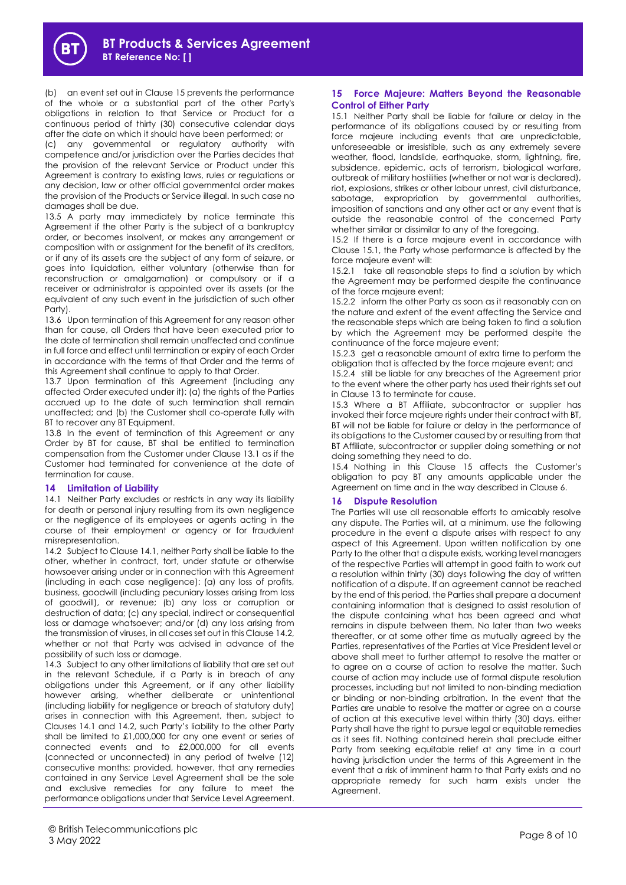(b) an event set out in Clause 15 prevents the performance of the whole or a substantial part of the other Party's obligations in relation to that Service or Product for a continuous period of thirty (30) consecutive calendar days after the date on which it should have been performed; or

(c) any governmental or regulatory authority with competence and/or jurisdiction over the Parties decides that the provision of the relevant Service or Product under this Agreement is contrary to existing laws, rules or regulations or any decision, law or other official governmental order makes the provision of the Products or Service illegal. In such case no damages shall be due.

13.5 A party may immediately by notice terminate this Agreement if the other Party is the subject of a bankruptcy order, or becomes insolvent, or makes any arrangement or composition with or assignment for the benefit of its creditors, or if any of its assets are the subject of any form of seizure, or goes into liquidation, either voluntary (otherwise than for reconstruction or amalgamation) or compulsory or if a receiver or administrator is appointed over its assets (or the equivalent of any such event in the jurisdiction of such other Party).

13.6 Upon termination of this Agreement for any reason other than for cause, all Orders that have been executed prior to the date of termination shall remain unaffected and continue in full force and effect until termination or expiry of each Order in accordance with the terms of that Order and the terms of this Agreement shall continue to apply to that Order.

13.7 Upon termination of this Agreement (including any affected Order executed under it): (a) the rights of the Parties accrued up to the date of such termination shall remain unaffected; and (b) the Customer shall co-operate fully with BT to recover any BT Equipment.

13.8 In the event of termination of this Agreement or any Order by BT for cause, BT shall be entitled to termination compensation from the Customer under Clause 13.1 as if the Customer had terminated for convenience at the date of termination for cause.

## 14 Limitation of Liability

14.1 Neither Party excludes or restricts in any way its liability for death or personal injury resulting from its own negligence or the negligence of its employees or agents acting in the course of their employment or agency or for fraudulent misrepresentation.

14.2 Subject to Clause 14.1, neither Party shall be liable to the other, whether in contract, tort, under statute or otherwise howsoever arising under or in connection with this Agreement (including in each case negligence): (a) any loss of profits, business, goodwill (including pecuniary losses arising from loss of goodwill), or revenue; (b) any loss or corruption or destruction of data; (c) any special, indirect or consequential loss or damage whatsoever; and/or (d) any loss arising from the transmission of viruses, in all cases set out in this Clause 14.2, whether or not that Party was advised in advance of the possibility of such loss or damage.

14.3 Subject to any other limitations of liability that are set out in the relevant Schedule, if a Party is in breach of any obligations under this Agreement, or if any other liability however arising, whether deliberate or unintentional (including liability for negligence or breach of statutory duty) arises in connection with this Agreement, then, subject to Clauses 14.1 and 14.2, such Party's liability to the other Party shall be limited to £1,000,000 for any one event or series of connected events and to £2,000,000 for all events (connected or unconnected) in any period of twelve (12) consecutive months; provided, however, that any remedies contained in any Service Level Agreement shall be the sole and exclusive remedies for any failure to meet the performance obligations under that Service Level Agreement.

## 15 Force Majeure: Matters Beyond the Reasonable Control of Either Party

15.1 Neither Party shall be liable for failure or delay in the performance of its obligations caused by or resulting from force majeure including events that are unpredictable, unforeseeable or irresistible, such as any extremely severe weather, flood, landslide, earthquake, storm, lightning, fire, subsidence, epidemic, acts of terrorism, biological warfare, outbreak of military hostilities (whether or not war is declared), riot, explosions, strikes or other labour unrest, civil disturbance, sabotage, expropriation by governmental authorities, imposition of sanctions and any other act or any event that is outside the reasonable control of the concerned Party whether similar or dissimilar to any of the foregoing.

15.2 If there is a force majeure event in accordance with Clause 15.1, the Party whose performance is affected by the force majeure event will:

15.2.1 take all reasonable steps to find a solution by which the Agreement may be performed despite the continuance of the force majeure event;

15.2.2 inform the other Party as soon as it reasonably can on the nature and extent of the event affecting the Service and the reasonable steps which are being taken to find a solution by which the Agreement may be performed despite the continuance of the force majeure event;

15.2.3 get a reasonable amount of extra time to perform the obligation that is affected by the force majeure event; and

15.2.4 still be liable for any breaches of the Agreement prior to the event where the other party has used their rights set out in Clause 13 to terminate for cause.

15.3 Where a BT Affiliate, subcontractor or supplier has invoked their force majeure rights under their contract with BT, BT will not be liable for failure or delay in the performance of its obligations to the Customer caused by or resulting from that BT Affiliate, subcontractor or supplier doing something or not doing something they need to do.

15.4 Nothing in this Clause 15 affects the Customer's obligation to pay BT any amounts applicable under the Agreement on time and in the way described in Clause 6.

## 16 Dispute Resolution

The Parties will use all reasonable efforts to amicably resolve any dispute. The Parties will, at a minimum, use the following procedure in the event a dispute arises with respect to any aspect of this Agreement. Upon written notification by one Party to the other that a dispute exists, working level managers of the respective Parties will attempt in good faith to work out a resolution within thirty (30) days following the day of written notification of a dispute. If an agreement cannot be reached by the end of this period, the Parties shall prepare a document containing information that is designed to assist resolution of the dispute containing what has been agreed and what remains in dispute between them. No later than two weeks thereafter, or at some other time as mutually agreed by the Parties, representatives of the Parties at Vice President level or above shall meet to further attempt to resolve the matter or to agree on a course of action to resolve the matter. Such course of action may include use of formal dispute resolution processes, including but not limited to non-binding mediation or binding or non-binding arbitration. In the event that the Parties are unable to resolve the matter or agree on a course of action at this executive level within thirty (30) days, either Party shall have the right to pursue legal or equitable remedies as it sees fit. Nothing contained herein shall preclude either Party from seeking equitable relief at any time in a court having jurisdiction under the terms of this Agreement in the event that a risk of imminent harm to that Party exists and no appropriate remedy for such harm exists under the Agreement.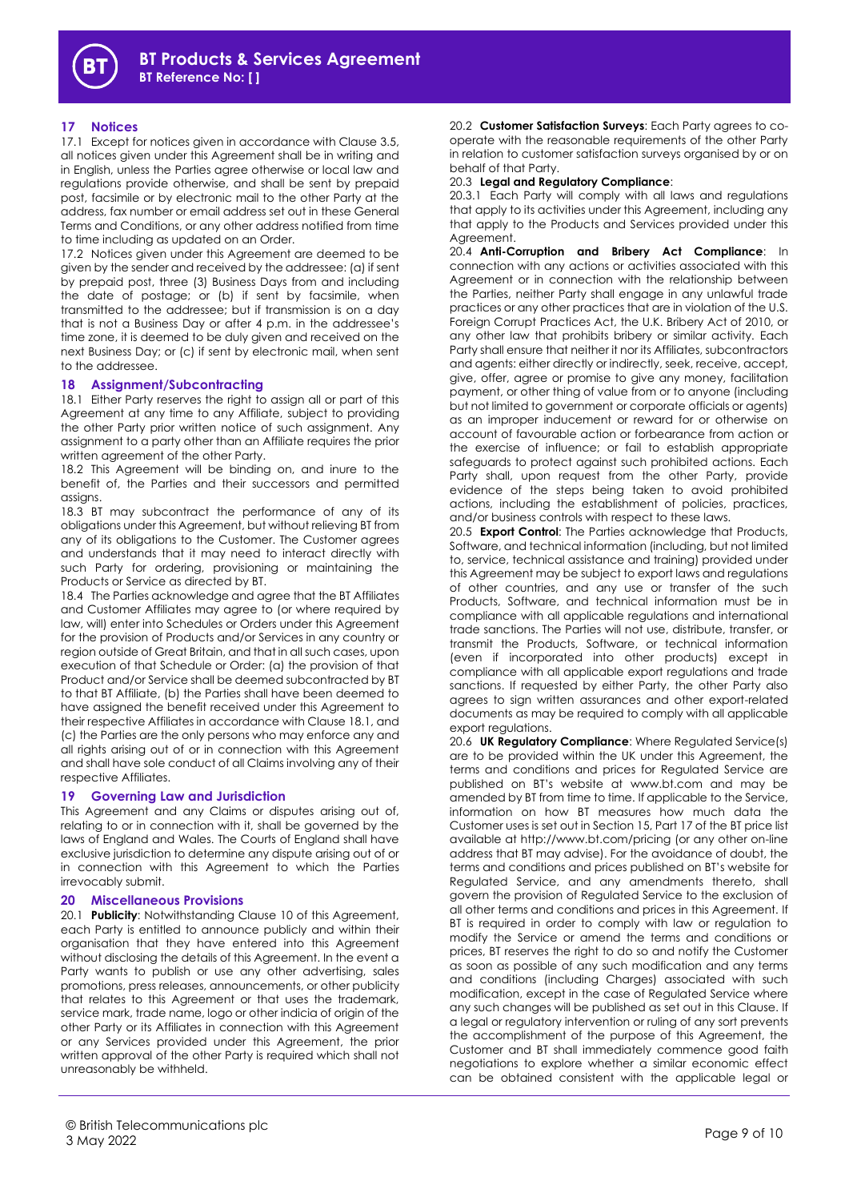## 17 Notices

17.1 Except for notices given in accordance with Clause 3.5, all notices given under this Agreement shall be in writing and in English, unless the Parties agree otherwise or local law and regulations provide otherwise, and shall be sent by prepaid post, facsimile or by electronic mail to the other Party at the address, fax number or email address set out in these General Terms and Conditions, or any other address notified from time to time including as updated on an Order.

17.2 Notices given under this Agreement are deemed to be given by the sender and received by the addressee: (a) if sent by prepaid post, three (3) Business Days from and including the date of postage; or (b) if sent by facsimile, when transmitted to the addressee; but if transmission is on a day that is not a Business Day or after 4 p.m. in the addressee's time zone, it is deemed to be duly given and received on the next Business Day; or (c) if sent by electronic mail, when sent to the addressee.

## 18 Assignment/Subcontracting

18.1 Either Party reserves the right to assign all or part of this Agreement at any time to any Affiliate, subject to providing the other Party prior written notice of such assignment. Any assignment to a party other than an Affiliate requires the prior written agreement of the other Party.

18.2 This Agreement will be binding on, and inure to the benefit of, the Parties and their successors and permitted assigns.

18.3 BT may subcontract the performance of any of its obligations under this Agreement, but without relieving BT from any of its obligations to the Customer. The Customer agrees and understands that it may need to interact directly with such Party for ordering, provisioning or maintaining the Products or Service as directed by BT.

18.4 The Parties acknowledge and agree that the BT Affiliates and Customer Affiliates may agree to (or where required by law, will) enter into Schedules or Orders under this Agreement for the provision of Products and/or Services in any country or region outside of Great Britain, and that in all such cases, upon execution of that Schedule or Order: (a) the provision of that Product and/or Service shall be deemed subcontracted by BT to that BT Affiliate, (b) the Parties shall have been deemed to have assigned the benefit received under this Agreement to their respective Affiliates in accordance with Clause 18.1, and (c) the Parties are the only persons who may enforce any and all rights arising out of or in connection with this Agreement and shall have sole conduct of all Claims involving any of their respective Affiliates.

## 19 Governing Law and Jurisdiction

This Agreement and any Claims or disputes arising out of, relating to or in connection with it, shall be governed by the laws of England and Wales. The Courts of England shall have exclusive jurisdiction to determine any dispute arising out of or in connection with this Agreement to which the Parties irrevocably submit.

## 20 Miscellaneous Provisions

20.1 **Publicity**: Notwithstanding Clause 10 of this Agreement, each Party is entitled to announce publicly and within their organisation that they have entered into this Agreement without disclosing the details of this Agreement. In the event a Party wants to publish or use any other advertising, sales promotions, press releases, announcements, or other publicity that relates to this Agreement or that uses the trademark, service mark, trade name, logo or other indicia of origin of the other Party or its Affiliates in connection with this Agreement or any Services provided under this Agreement, the prior written approval of the other Party is required which shall not unreasonably be withheld.

20.2 **Customer Satisfaction Surveys**: Each Party agrees to co-operate with the reasonable requirements of the other Party in relation to customer satisfaction surveys organised by or on behalf of that Party.

20.3 **Legal and Regulatory Compliance**:

20.3.1 Each Party will comply with all laws and regulations that apply to its activities under this Agreement, including any that apply to the Products and Services provided under this Agreement.

20.4 **Anti-Corruption and Bribery Act Compliance**: In connection with any actions or activities associated with this Agreement or in connection with the relationship between the Parties, neither Party shall engage in any unlawful trade practices or any other practices that are in violation of the U.S. Foreign Corrupt Practices Act, the U.K. Bribery Act of 2010, or any other law that prohibits bribery or similar activity. Each Party shall ensure that neither it nor its Affiliates, subcontractors and agents: either directly or indirectly, seek, receive, accept, give, offer, agree or promise to give any money, facilitation payment, or other thing of value from or to anyone (including but not limited to government or corporate officials or agents) as an improper inducement or reward for or otherwise on account of favourable action or forbearance from action or the exercise of influence; or fail to establish appropriate safeguards to protect against such prohibited actions. Each Party shall, upon request from the other Party, provide evidence of the steps being taken to avoid prohibited actions, including the establishment of policies, practices, and/or business controls with respect to these laws.

20.5 **Export Control**: The Parties acknowledge that Products, Software, and technical information (including, but not limited to, service, technical assistance and training) provided under this Agreement may be subject to export laws and regulations of other countries, and any use or transfer of the such Products, Software, and technical information must be in compliance with all applicable regulations and international trade sanctions. The Parties will not use, distribute, transfer, or transmit the Products, Software, or technical information (even if incorporated into other products) except in compliance with all applicable export regulations and trade sanctions. If requested by either Party, the other Party also agrees to sign written assurances and other export-related documents as may be required to comply with all applicable export regulations.

20.6 **UK Regulatory Compliance**: Where Regulated Service(s) are to be provided within the UK under this Agreement, the terms and conditions and prices for Regulated Service are published on BT's website at www.bt.com and may be amended by BT from time to time. If applicable to the Service, information on how BT measures how much data the Customer uses is set out in Section 15, Part 17 of the BT price list available at http://www.bt.com/pricing (or any other on-line address that BT may advise). For the avoidance of doubt, the terms and conditions and prices published on BT's website for Regulated Service, and any amendments thereto, shall govern the provision of Regulated Service to the exclusion of all other terms and conditions and prices in this Agreement. If BT is required in order to comply with law or regulation to modify the Service or amend the terms and conditions or prices, BT reserves the right to do so and notify the Customer as soon as possible of any such modification and any terms and conditions (including Charges) associated with such modification, except in the case of Regulated Service where any such changes will be published as set out in this Clause. If a legal or regulatory intervention or ruling of any sort prevents the accomplishment of the purpose of this Agreement, the Customer and BT shall immediately commence good faith negotiations to explore whether a similar economic effect can be obtained consistent with the applicable legal or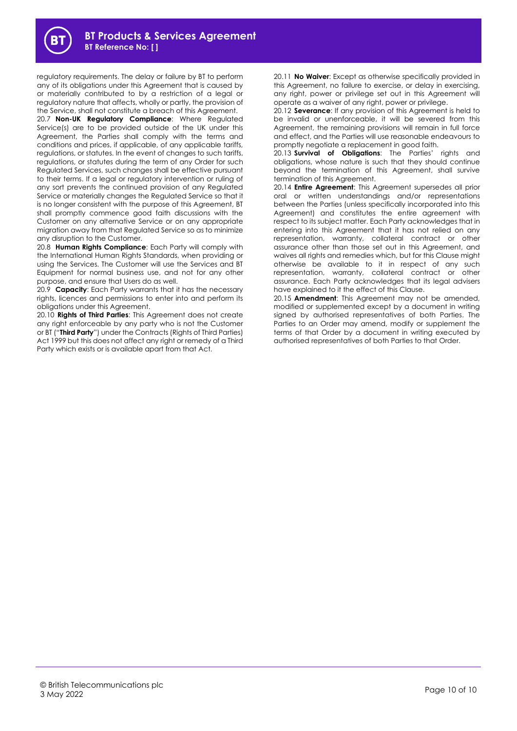regulatory requirements. The delay or failure by BT to perform any of its obligations under this Agreement that is caused by or materially contributed to by a restriction of a legal or regulatory nature that affects, wholly or partly, the provision of the Service, shall not constitute a breach of this Agreement.

20.7 **Non-UK Regulatory Compliance**: Where Regulated Service(s) are to be provided outside of the UK under this Agreement, the Parties shall comply with the terms and conditions and prices, if applicable, of any applicable tariffs, regulations, or statutes. In the event of changes to such tariffs, regulations, or statutes during the term of any Order for such Regulated Services, such changes shall be effective pursuant to their terms. If a legal or regulatory intervention or ruling of any sort prevents the continued provision of any Regulated Service or materially changes the Regulated Service so that it is no longer consistent with the purpose of this Agreement, BT shall promptly commence good faith discussions with the Customer on any alternative Service or on any appropriate migration away from that Regulated Service so as to minimize any disruption to the Customer.

20.8 **Human Rights Compliance**: Each Party will comply with the International Human Rights Standards, when providing or using the Services. The Customer will use the Services and BT Equipment for normal business use, and not for any other purpose, and ensure that Users do as well.

20.9 **Capacity**: Each Party warrants that it has the necessary rights, licences and permissions to enter into and perform its obligations under this Agreement.

20.10 **Rights of Third Parties**: This Agreement does not create any right enforceable by any party who is not the Customer or BT ("**Third Party**") under the Contracts (Rights of Third Parties) Act 1999 but this does not affect any right or remedy of a Third Party which exists or is available apart from that Act.

20.11 **No Waiver**: Except as otherwise specifically provided in this Agreement, no failure to exercise, or delay in exercising, any right, power or privilege set out in this Agreement will operate as a waiver of any right, power or privilege.

20.12 **Severance**: If any provision of this Agreement is held to be invalid or unenforceable, it will be severed from this Agreement, the remaining provisions will remain in full force and effect, and the Parties will use reasonable endeavours to promptly negotiate a replacement in good faith.

20.13 **Survival of Obligations**: The Parties' rights and obligations, whose nature is such that they should continue beyond the termination of this Agreement, shall survive termination of this Agreement.

20.14 **Entire Agreement**: This Agreement supersedes all prior oral or written understandings and/or representations between the Parties (unless specifically incorporated into this Agreement) and constitutes the entire agreement with respect to its subject matter. Each Party acknowledges that in entering into this Agreement that it has not relied on any representation, warranty, collateral contract or other assurance other than those set out in this Agreement, and waives all rights and remedies which, but for this Clause might otherwise be available to it in respect of any such representation, warranty, collateral contract or other assurance. Each Party acknowledges that its legal advisers have explained to it the effect of this Clause.

20.15 **Amendment**: This Agreement may not be amended, modified or supplemented except by a document in writing signed by authorised representatives of both Parties. The Parties to an Order may amend, modify or supplement the terms of that Order by a document in writing executed by authorised representatives of both Parties to that Order.